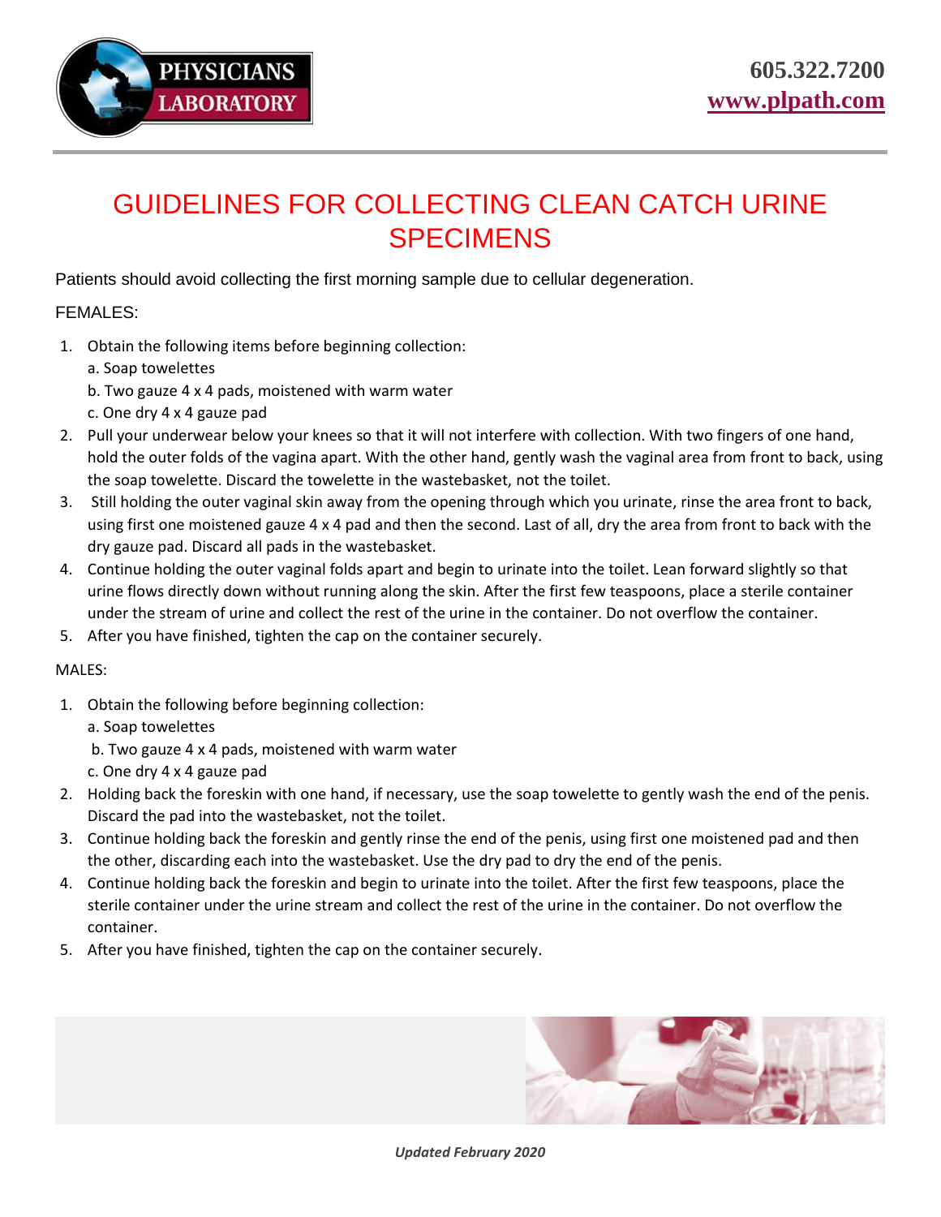PHYSICIANS LABORATORY

605.322.7200
www.plpath.com

# GUIDELINES FOR COLLECTING CLEAN CATCH URINE SPECIMENS

Patients should avoid collecting the first morning sample due to cellular degeneration.

FEMALES:

1. Obtain the following items before beginning collection:
   a. Soap towelettes
   b. Two gauze 4 x 4 pads, moistened with warm water
   c. One dry 4 x 4 gauze pad
2. Pull your underwear below your knees so that it will not interfere with collection. With two fingers of one hand, hold the outer folds of the vagina apart. With the other hand, gently wash the vaginal area from front to back, using the soap towelette. Discard the towelette in the wastebasket, not the toilet.
3. Still holding the outer vaginal skin away from the opening through which you urinate, rinse the area front to back, using first one moistened gauze 4 x 4 pad and then the second. Last of all, dry the area from front to back with the dry gauze pad. Discard all pads in the wastebasket.
4. Continue holding the outer vaginal folds apart and begin to urinate into the toilet. Lean forward slightly so that urine flows directly down without running along the skin. After the first few teaspoons, place a sterile container under the stream of urine and collect the rest of the urine in the container. Do not overflow the container.
5. After you have finished, tighten the cap on the container securely.

MALES:

1. Obtain the following before beginning collection:
   a. Soap towelettes
   b. Two gauze 4 x 4 pads, moistened with warm water
   c. One dry 4 x 4 gauze pad
2. Holding back the foreskin with one hand, if necessary, use the soap towelette to gently wash the end of the penis. Discard the pad into the wastebasket, not the toilet.
3. Continue holding back the foreskin and gently rinse the end of the penis, using first one moistened pad and then the other, discarding each into the wastebasket. Use the dry pad to dry the end of the penis.
4. Continue holding back the foreskin and begin to urinate into the toilet. After the first few teaspoons, place the sterile container under the urine stream and collect the rest of the urine in the container. Do not overflow the container.
5. After you have finished, tighten the cap on the container securely.

*Updated February 2020*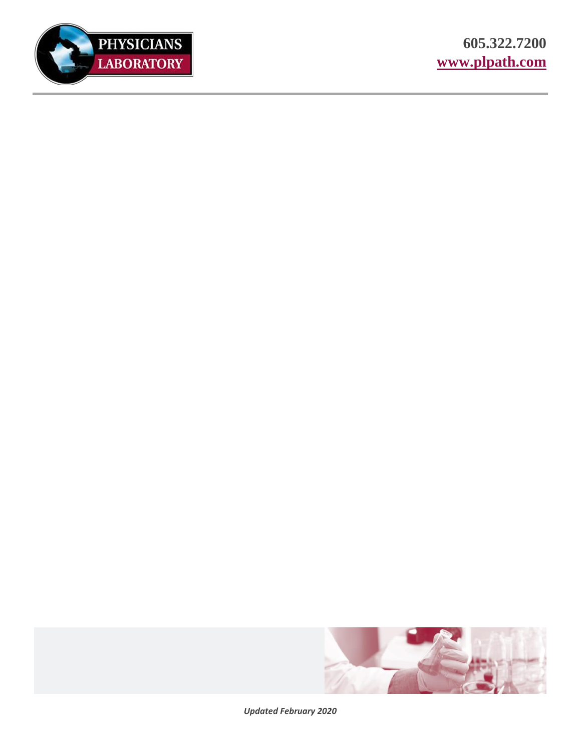605.322.7200

**www.plpath.com**

***Updated February 2020***